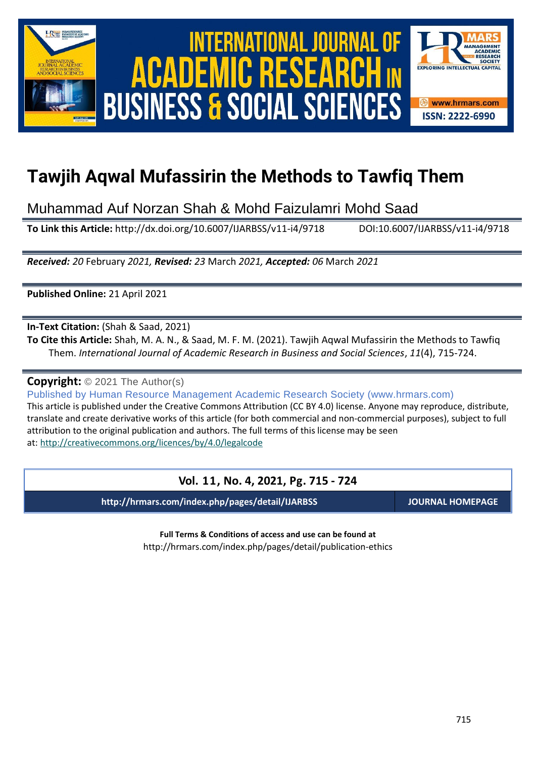# Tawjih Aqwal Mufassirin the Methods to Tawfiq Them

Muhammad Auf Norzan Shah & Mohd Faizulamri Mohd Saad

**To Link this Article:** http://dx.doi.org/10.6007/IJARBSS/v11-i4/9718 DOI:10.6007/IJARBSS/v11-i4/9718

***Received:** 20* February *2021, **Revised:** 23* March *2021, **Accepted:** 06* March *2021*

**Published Online:** 21 April 2021

**In-Text Citation:** (Shah & Saad, 2021)

**To Cite this Article:** Shah, M. A. N., & Saad, M. F. M. (2021). Tawjih Aqwal Mufassirin the Methods to Tawfiq Them. *International Journal of Academic Research in Business and Social Sciences*, *11*(4), 715-724.

**Copyright:** © 2021 The Author(s)

Published by Human Resource Management Academic Research Society (www.hrmars.com)

This article is published under the Creative Commons Attribution (CC BY 4.0) license. Anyone may reproduce, distribute, translate and create derivative works of this article (for both commercial and non-commercial purposes), subject to full attribution to the original publication and authors. The full terms of this license may be seen at: http://creativecommons.org/licences/by/4.0/legalcode

**Vol. 11, No. 4, 2021, Pg. 715 - 724**

**http://hrmars.com/index.php/pages/detail/IJARBSS** **JOURNAL HOMEPAGE**

**Full Terms & Conditions of access and use can be found at**

http://hrmars.com/index.php/pages/detail/publication-ethics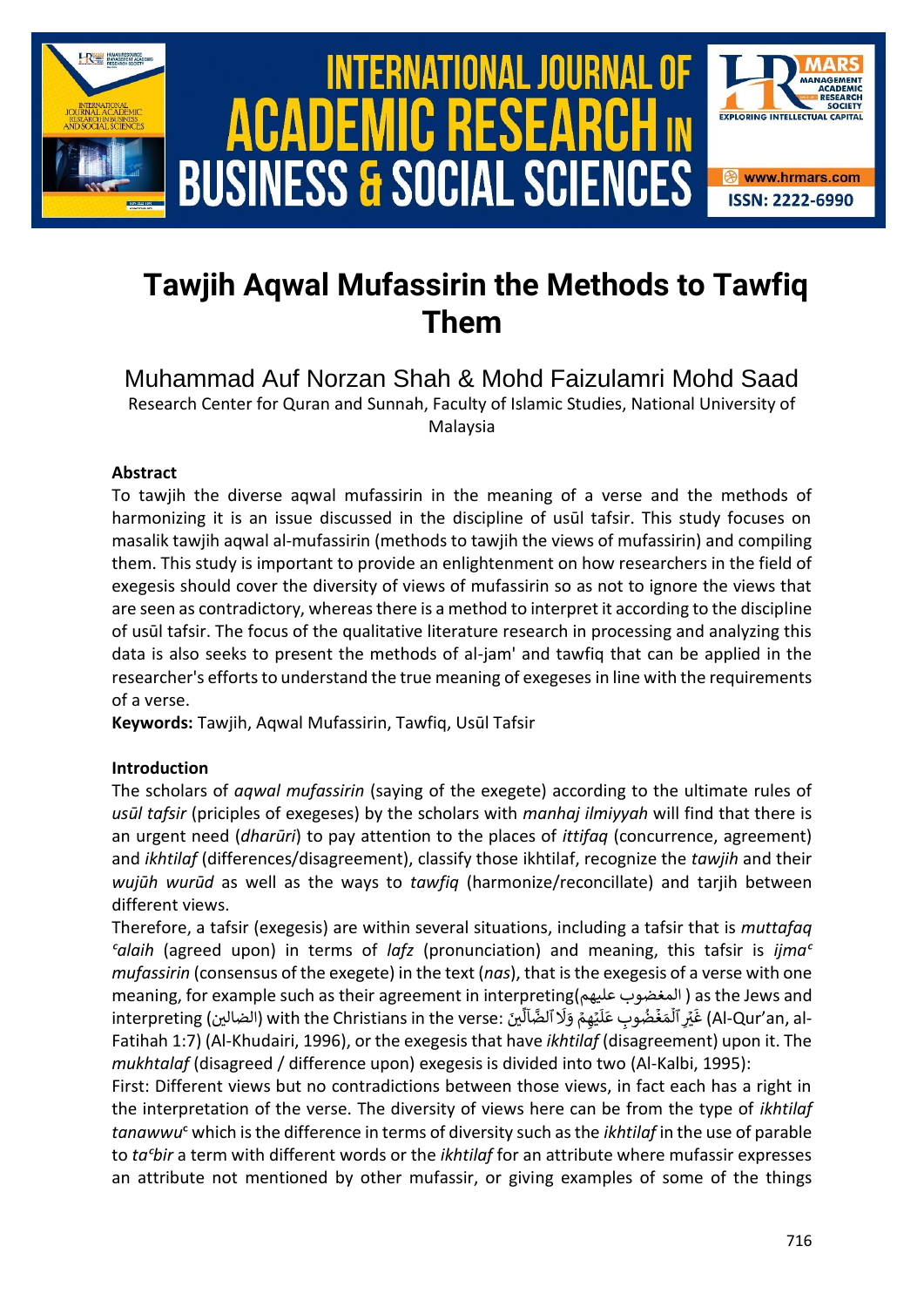# Tawjih Aqwal Mufassirin the Methods to Tawfiq Them

Muhammad Auf Norzan Shah & Mohd Faizulamri Mohd Saad

Research Center for Quran and Sunnah, Faculty of Islamic Studies, National University of Malaysia

**Abstract**

To tawjih the diverse aqwal mufassirin in the meaning of a verse and the methods of harmonizing it is an issue discussed in the discipline of usūl tafsir. This study focuses on masalik tawjih aqwal al-mufassirin (methods to tawjih the views of mufassirin) and compiling them. This study is important to provide an enlightenment on how researchers in the field of exegesis should cover the diversity of views of mufassirin so as not to ignore the views that are seen as contradictory, whereas there is a method to interpret it according to the discipline of usūl tafsir. The focus of the qualitative literature research in processing and analyzing this data is also seeks to present the methods of al-jam' and tawfiq that can be applied in the researcher's efforts to understand the true meaning of exegeses in line with the requirements of a verse.

**Keywords:** Tawjih, Aqwal Mufassirin, Tawfiq, Usūl Tafsir

**Introduction**

The scholars of *aqwal mufassirin* (saying of the exegete) according to the ultimate rules of *usūl tafsir* (priciples of exegeses) by the scholars with *manhaj ilmiyyah* will find that there is an urgent need (*dharūri*) to pay attention to the places of *ittifaq* (concurrence, agreement) and *ikhtilaf* (differences/disagreement), classify those ikhtilaf, recognize the *tawjih* and their *wujūh wurūd* as well as the ways to *tawfiq* (harmonize/reconcillate) and tarjih between different views.

Therefore, a tafsir (exegesis) are within several situations, including a tafsir that is *muttafaq ᶜalaih* (agreed upon) in terms of *lafz* (pronunciation) and meaning, this tafsir is *ijmaᶜ mufassirin* (consensus of the exegete) in the text (*nas*), that is the exegesis of a verse with one meaning, for example such as their agreement in interpreting(المغضوب عليهم ) as the Jews and interpreting (الضالين) with the Christians in the verse: غَيۡرِ ٱلۡمَغۡضُوبِ عَلَيۡهِمۡ وَلَا ٱلضَّآلِّينَ (Al-Qur'an, al-Fatihah 1:7) (Al-Khudairi, 1996), or the exegesis that have *ikhtilaf* (disagreement) upon it. The *mukhtalaf* (disagreed / difference upon) exegesis is divided into two (Al-Kalbi, 1995):

First: Different views but no contradictions between those views, in fact each has a right in the interpretation of the verse. The diversity of views here can be from the type of *ikhtilaf tanawwuᶜ* which is the difference in terms of diversity such as the *ikhtilaf* in the use of parable to *taᶜbir* a term with different words or the *ikhtilaf* for an attribute where mufassir expresses an attribute not mentioned by other mufassir, or giving examples of some of the things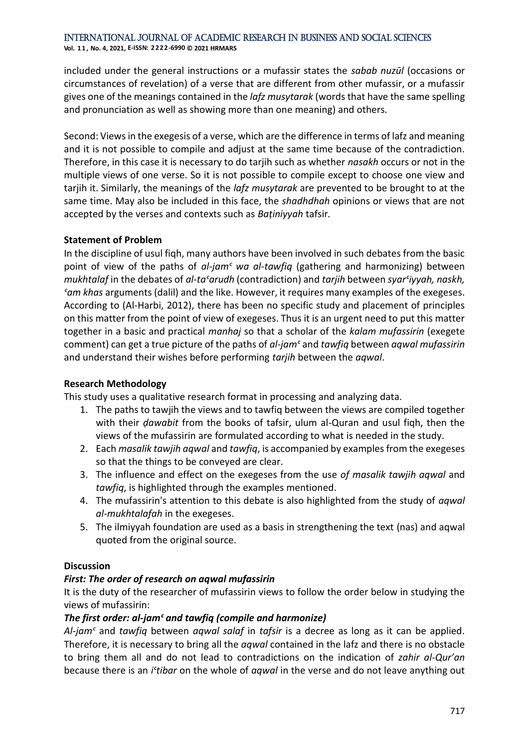included under the general instructions or a mufassir states the *sabab nuzūl* (occasions or circumstances of revelation) of a verse that are different from other mufassir, or a mufassir gives one of the meanings contained in the *lafz musytarak* (words that have the same spelling and pronunciation as well as showing more than one meaning) and others.

Second: Views in the exegesis of a verse, which are the difference in terms of lafz and meaning and it is not possible to compile and adjust at the same time because of the contradiction. Therefore, in this case it is necessary to do tarjih such as whether *nasakh* occurs or not in the multiple views of one verse. So it is not possible to compile except to choose one view and tarjih it. Similarly, the meanings of the *lafz musytarak* are prevented to be brought to at the same time. May also be included in this face, the *shadhdhah* opinions or views that are not accepted by the verses and contexts such as *Baṭiniyyah* tafsir.

**Statement of Problem**

In the discipline of usul fiqh, many authors have been involved in such debates from the basic point of view of the paths of *al-jam*ᶜ *wa al-tawfiq* (gathering and harmonizing) between *mukhtalaf* in the debates of *al-ta*ᶜ*arudh* (contradiction) and *tarjih* between *syar*ᶜ*iyyah, naskh,* ᶜ*am khas* arguments (dalil) and the like. However, it requires many examples of the exegeses. According to (Al-Harbi, 2012), there has been no specific study and placement of principles on this matter from the point of view of exegeses. Thus it is an urgent need to put this matter together in a basic and practical *manhaj* so that a scholar of the *kalam mufassirin* (exegete comment) can get a true picture of the paths of *al-jam*ᶜ and *tawfiq* between *aqwal mufassirin* and understand their wishes before performing *tarjih* between the *aqwal*.

**Research Methodology**

This study uses a qualitative research format in processing and analyzing data.

1. The paths to tawjih the views and to tawfiq between the views are compiled together with their *ḍawabit* from the books of tafsir, ulum al-Quran and usul fiqh, then the views of the mufassirin are formulated according to what is needed in the study.
2. Each *masalik tawjih aqwal* and *tawfiq*, is accompanied by examples from the exegeses so that the things to be conveyed are clear.
3. The influence and effect on the exegeses from the use *of masalik tawjih aqwal* and *tawfiq*, is highlighted through the examples mentioned.
4. The mufassirin's attention to this debate is also highlighted from the study of *aqwal al-mukhtalafah* in the exegeses.
5. The ilmiyyah foundation are used as a basis in strengthening the text (nas) and aqwal quoted from the original source.

**Discussion**

***First: The order of research on aqwal mufassirin***

It is the duty of the researcher of mufassirin views to follow the order below in studying the views of mufassirin:

***The first order: al-jam*ᶜ *and tawfiq (compile and harmonize)***

*Al-jam*ᶜ and *tawfiq* between *aqwal salaf* in *tafsir* is a decree as long as it can be applied. Therefore, it is necessary to bring all the *aqwal* contained in the lafz and there is no obstacle to bring them all and do not lead to contradictions on the indication of *zahir al-Qur'an* because there is an *i*ᶜ*tibar* on the whole of *aqwal* in the verse and do not leave anything out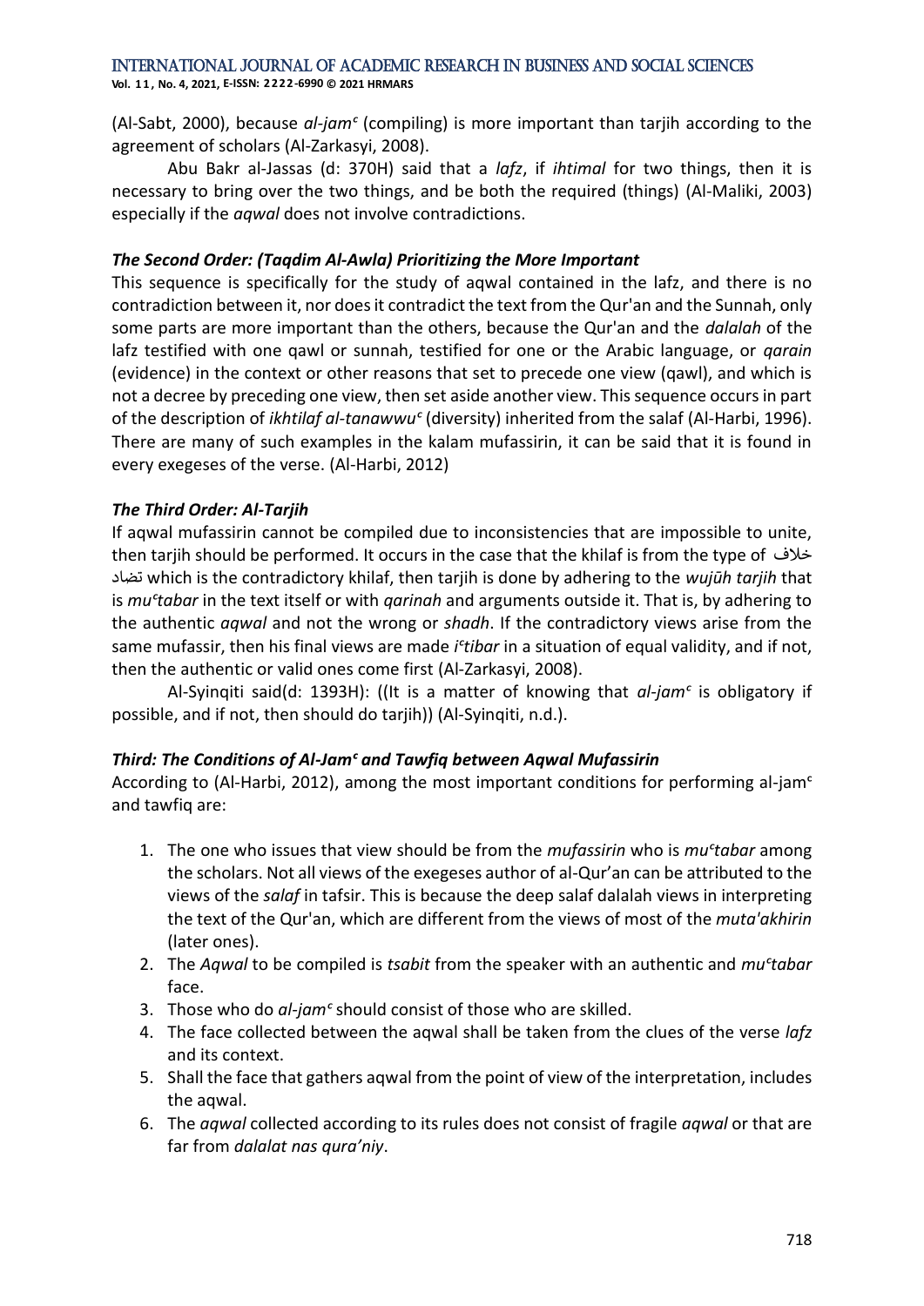(Al-Sabt, 2000), because *al-jamᶜ* (compiling) is more important than tarjih according to the agreement of scholars (Al-Zarkasyi, 2008).

Abu Bakr al-Jassas (d: 370H) said that a *lafz*, if *ihtimal* for two things, then it is necessary to bring over the two things, and be both the required (things) (Al-Maliki, 2003) especially if the *aqwal* does not involve contradictions.

### *The Second Order: (Taqdim Al-Awla) Prioritizing the More Important*

This sequence is specifically for the study of aqwal contained in the lafz, and there is no contradiction between it, nor does it contradict the text from the Qur'an and the Sunnah, only some parts are more important than the others, because the Qur'an and the *dalalah* of the lafz testified with one qawl or sunnah, testified for one or the Arabic language, or *qarain* (evidence) in the context or other reasons that set to precede one view (qawl), and which is not a decree by preceding one view, then set aside another view. This sequence occurs in part of the description of *ikhtilaf al-tanawwuᶜ* (diversity) inherited from the salaf (Al-Harbi, 1996). There are many of such examples in the kalam mufassirin, it can be said that it is found in every exegeses of the verse. (Al-Harbi, 2012)

### *The Third Order: Al-Tarjih*

If aqwal mufassirin cannot be compiled due to inconsistencies that are impossible to unite, then tarjih should be performed. It occurs in the case that the khilaf is from the type of خلاف تضاد which is the contradictory khilaf, then tarjih is done by adhering to the *wujūh tarjih* that is *muᶜtabar* in the text itself or with *qarinah* and arguments outside it. That is, by adhering to the authentic *aqwal* and not the wrong or *shadh*. If the contradictory views arise from the same mufassir, then his final views are made *iᶜtibar* in a situation of equal validity, and if not, then the authentic or valid ones come first (Al-Zarkasyi, 2008).

Al-Syinqiti said(d: 1393H): ((It is a matter of knowing that *al-jamᶜ* is obligatory if possible, and if not, then should do tarjih)) (Al-Syinqiti, n.d.).

### *Third: The Conditions of Al-Jamᶜ and Tawfiq between Aqwal Mufassirin*

According to (Al-Harbi, 2012), among the most important conditions for performing al-jamᶜ and tawfiq are:

1. The one who issues that view should be from the *mufassirin* who is *muᶜtabar* among the scholars. Not all views of the exegeses author of al-Qur'an can be attributed to the views of the *salaf* in tafsir. This is because the deep salaf dalalah views in interpreting the text of the Qur'an, which are different from the views of most of the *muta'akhirin* (later ones).
2. The *Aqwal* to be compiled is *tsabit* from the speaker with an authentic and *muᶜtabar* face.
3. Those who do *al-jamᶜ* should consist of those who are skilled.
4. The face collected between the aqwal shall be taken from the clues of the verse *lafz* and its context.
5. Shall the face that gathers aqwal from the point of view of the interpretation, includes the aqwal.
6. The *aqwal* collected according to its rules does not consist of fragile *aqwal* or that are far from *dalalat nas qura'niy*.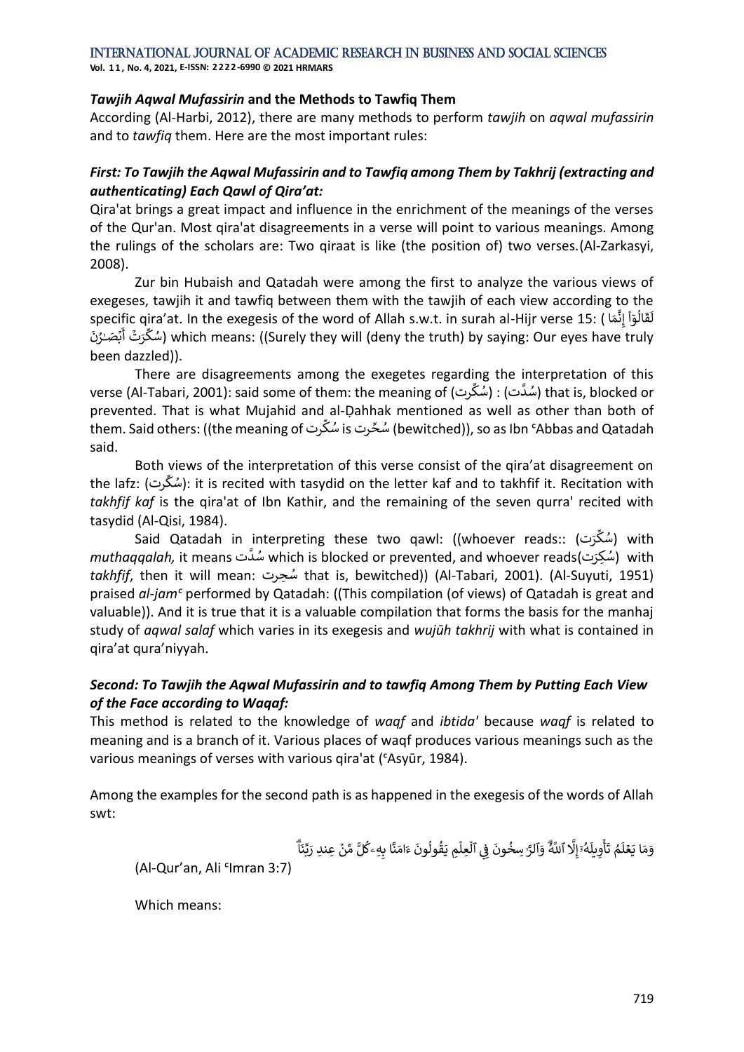### *Tawjih Aqwal Mufassirin* and the Methods to Tawfiq Them

According (Al-Harbi, 2012), there are many methods to perform *tawjih* on *aqwal mufassirin* and to *tawfiq* them. Here are the most important rules:

### *First: To Tawjih the Aqwal Mufassirin and to Tawfiq among Them by Takhrij (extracting and authenticating) Each Qawl of Qira'at:*

Qira'at brings a great impact and influence in the enrichment of the meanings of the verses of the Qur'an. Most qira'at disagreements in a verse will point to various meanings. Among the rulings of the scholars are: Two qiraat is like (the position of) two verses.(Al-Zarkasyi, 2008).

Zur bin Hubaish and Qatadah were among the first to analyze the various views of exegeses, tawjih it and tawfiq between them with the tawjih of each view according to the specific qira'at. In the exegesis of the word of Allah s.w.t. in surah al-Hijr verse 15: ( لَقَالُوٓاْ إِنَّمَا سُكِّرَتۡ أَبۡصَٰرُنَا) which means: ((Surely they will (deny the truth) by saying: Our eyes have truly been dazzled)).

There are disagreements among the exegetes regarding the interpretation of this verse (Al-Tabari, 2001): said some of them: the meaning of (سُكِّرت) : (سُدَّت) that is, blocked or prevented. That is what Mujahid and al-Ḍahhak mentioned as well as other than both of them. Said others: ((the meaning of سُكِّرت is سُحِّرت (bewitched)), so as Ibn ʿAbbas and Qatadah said.

Both views of the interpretation of this verse consist of the qira'at disagreement on the lafz: (سُكِّرت): it is recited with tasydid on the letter kaf and to takhfif it. Recitation with *takhfif kaf* is the qira'at of Ibn Kathir, and the remaining of the seven qurra' recited with tasydid (Al-Qisi, 1984).

Said Qatadah in interpreting these two qawl: ((whoever reads:: (سُكِّرَت) with *muthaqqalah,* it means سُدَّت which is blocked or prevented, and whoever reads(سُكِرَت) with *takhfif*, then it will mean: سُحِرت that is, bewitched)) (Al-Tabari, 2001). (Al-Suyuti, 1951) praised *al-jamʿ* performed by Qatadah: ((This compilation (of views) of Qatadah is great and valuable)). And it is true that it is a valuable compilation that forms the basis for the manhaj study of *aqwal salaf* which varies in its exegesis and *wujūh takhrij* with what is contained in qira'at qura'niyyah.

### *Second: To Tawjih the Aqwal Mufassirin and to tawfiq Among Them by Putting Each View of the Face according to Waqaf:*

This method is related to the knowledge of *waqf* and *ibtida'* because *waqf* is related to meaning and is a branch of it. Various places of waqf produces various meanings such as the various meanings of verses with various qira'at (ʿAsyūr, 1984).

Among the examples for the second path is as happened in the exegesis of the words of Allah swt:

وَمَا يَعۡلَمُ تَأۡوِيلَهُۥٓ إِلَّا ٱللَّهُۗ وَٱلرَّٰسِخُونَ فِي ٱلۡعِلۡمِ يَقُولُونَ ءَامَنَّا بِهِۦ كُلّٞ مِّنۡ عِندِ رَبِّنَاۗ

(Al-Qur'an, Ali ʿImran 3:7)

Which means: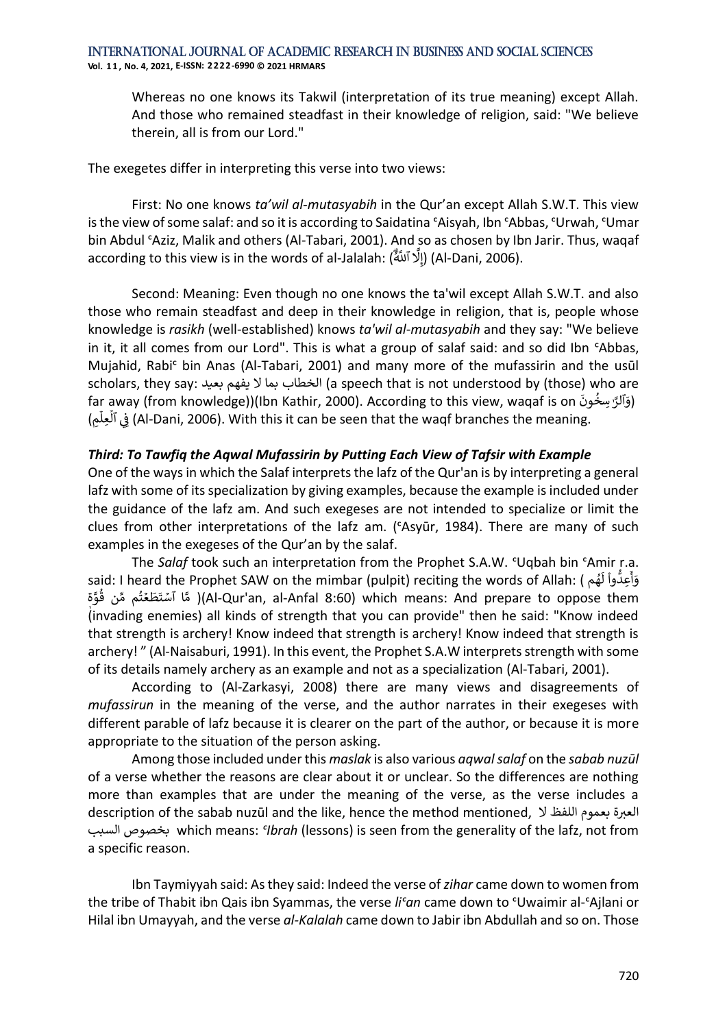Whereas no one knows its Takwil (interpretation of its true meaning) except Allah. And those who remained steadfast in their knowledge of religion, said: "We believe therein, all is from our Lord."

The exegetes differ in interpreting this verse into two views:

First: No one knows *ta'wil al-mutasyabih* in the Qur'an except Allah S.W.T. This view is the view of some salaf: and so it is according to Saidatina ᶜAisyah, Ibn ᶜAbbas, ᶜUrwah, ᶜUmar bin Abdul ᶜAziz, Malik and others (Al-Tabari, 2001). And so as chosen by Ibn Jarir. Thus, waqaf according to this view is in the words of al-Jalalah: (إِلَّا ٱللَّهُ) (Al-Dani, 2006).

Second: Meaning: Even though no one knows the ta'wil except Allah S.W.T. and also those who remain steadfast and deep in their knowledge in religion, that is, people whose knowledge is *rasikh* (well-established) knows *ta'wil al-mutasyabih* and they say: "We believe in it, it all comes from our Lord". This is what a group of salaf said: and so did Ibn ᶜAbbas, Mujahid, Rabiᶜ bin Anas (Al-Tabari, 2001) and many more of the mufassirin and the usūl scholars, they say: الخطاب بما لا يفهم بعيد (a speech that is not understood by (those) who are far away (from knowledge))(Ibn Kathir, 2000). According to this view, waqaf is on (وَٱلرَّٰسِخُونَ فِي ٱلۡعِلۡمِ) (Al-Dani, 2006). With this it can be seen that the waqf branches the meaning.

### *Third: To Tawfiq the Aqwal Mufassirin by Putting Each View of Tafsir with Example*

One of the ways in which the Salaf interprets the lafz of the Qur'an is by interpreting a general lafz with some of its specialization by giving examples, because the example is included under the guidance of the lafz am. And such exegeses are not intended to specialize or limit the clues from other interpretations of the lafz am. (ᶜAsyūr, 1984). There are many of such examples in the exegeses of the Qur'an by the salaf.

The *Salaf* took such an interpretation from the Prophet S.A.W. ᶜUqbah bin ᶜAmir r.a. said: I heard the Prophet SAW on the mimbar (pulpit) reciting the words of Allah: (وَأَعِدُّواْ لَهُم مَّا ٱسۡتَطَعۡتُم مِّن قُوَّةٖ)(Al-Qur'an, al-Anfal 8:60) which means: And prepare to oppose them (invading enemies) all kinds of strength that you can provide" then he said: "Know indeed that strength is archery! Know indeed that strength is archery! Know indeed that strength is archery! " (Al-Naisaburi, 1991). In this event, the Prophet S.A.W interprets strength with some of its details namely archery as an example and not as a specialization (Al-Tabari, 2001).

According to (Al-Zarkasyi, 2008) there are many views and disagreements of *mufassirun* in the meaning of the verse, and the author narrates in their exegeses with different parable of lafz because it is clearer on the part of the author, or because it is more appropriate to the situation of the person asking.

Among those included under this *maslak* is also various *aqwal salaf* on the *sabab nuzūl* of a verse whether the reasons are clear about it or unclear. So the differences are nothing more than examples that are under the meaning of the verse, as the verse includes a description of the sabab nuzūl and the like, hence the method mentioned, العبرة بعموم اللفظ لا بخصوص السبب which means: *ᶜIbrah* (lessons) is seen from the generality of the lafz, not from a specific reason.

Ibn Taymiyyah said: As they said: Indeed the verse of *zihar* came down to women from the tribe of Thabit ibn Qais ibn Syammas, the verse *liᶜan* came down to ᶜUwaimir al-ᶜAjlani or Hilal ibn Umayyah, and the verse *al-Kalalah* came down to Jabir ibn Abdullah and so on. Those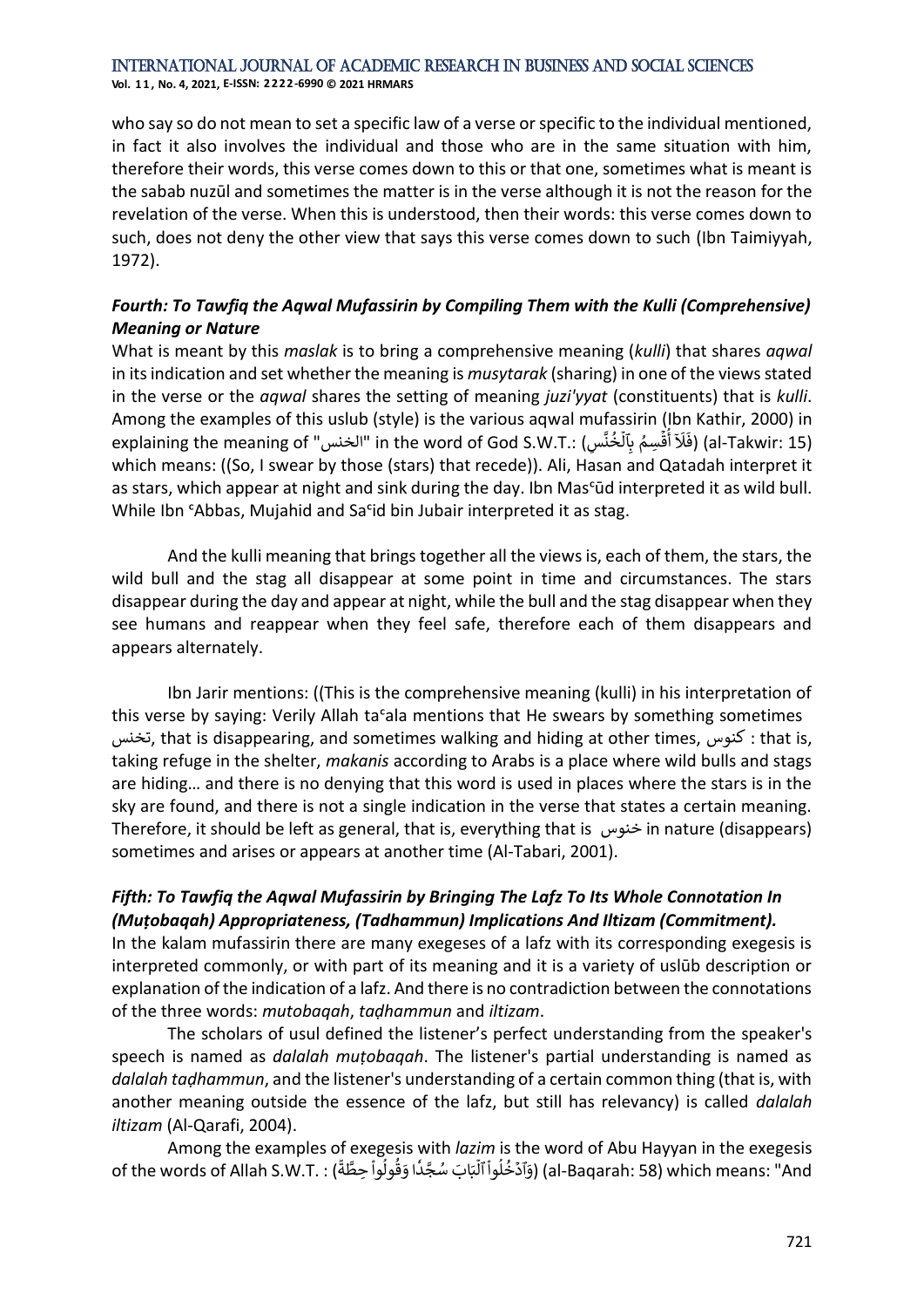who say so do not mean to set a specific law of a verse or specific to the individual mentioned, in fact it also involves the individual and those who are in the same situation with him, therefore their words, this verse comes down to this or that one, sometimes what is meant is the sabab nuzūl and sometimes the matter is in the verse although it is not the reason for the revelation of the verse. When this is understood, then their words: this verse comes down to such, does not deny the other view that says this verse comes down to such (Ibn Taimiyyah, 1972).

### *Fourth: To Tawfiq the Aqwal Mufassirin by Compiling Them with the Kulli (Comprehensive) Meaning or Nature*

What is meant by this *maslak* is to bring a comprehensive meaning (*kulli*) that shares *aqwal* in its indication and set whether the meaning is *musytarak* (sharing) in one of the views stated in the verse or the *aqwal* shares the setting of meaning *juzi'yyat* (constituents) that is *kulli*. Among the examples of this uslub (style) is the various aqwal mufassirin (Ibn Kathir, 2000) in explaining the meaning of "الخنس" in the word of God S.W.T.: (فَلَآ أُقۡسِمُ بِٱلۡخُنَّسِ) (al-Takwir: 15) which means: ((So, I swear by those (stars) that recede)). Ali, Hasan and Qatadah interpret it as stars, which appear at night and sink during the day. Ibn Masᶜūd interpreted it as wild bull. While Ibn ᶜAbbas, Mujahid and Saᶜid bin Jubair interpreted it as stag.

And the kulli meaning that brings together all the views is, each of them, the stars, the wild bull and the stag all disappear at some point in time and circumstances. The stars disappear during the day and appear at night, while the bull and the stag disappear when they see humans and reappear when they feel safe, therefore each of them disappears and appears alternately.

Ibn Jarir mentions: ((This is the comprehensive meaning (kulli) in his interpretation of this verse by saying: Verily Allah taᶜala mentions that He swears by something sometimes تخنس, that is disappearing, and sometimes walking and hiding at other times, كنوس : that is, taking refuge in the shelter, *makanis* according to Arabs is a place where wild bulls and stags are hiding… and there is no denying that this word is used in places where the stars is in the sky are found, and there is not a single indication in the verse that states a certain meaning. Therefore, it should be left as general, that is, everything that is خنوس in nature (disappears) sometimes and arises or appears at another time (Al-Tabari, 2001).

### *Fifth: To Tawfiq the Aqwal Mufassirin by Bringing The Lafz To Its Whole Connotation In (Muṭobaqah) Appropriateness, (Tadhammun) Implications And Iltizam (Commitment).*

In the kalam mufassirin there are many exegeses of a lafz with its corresponding exegesis is interpreted commonly, or with part of its meaning and it is a variety of uslūb description or explanation of the indication of a lafz. And there is no contradiction between the connotations of the three words: *mutobaqah*, *taḍhammun* and *iltizam*.

The scholars of usul defined the listener's perfect understanding from the speaker's speech is named as *dalalah muṭobaqah*. The listener's partial understanding is named as *dalalah taḍhammun*, and the listener's understanding of a certain common thing (that is, with another meaning outside the essence of the lafz, but still has relevancy) is called *dalalah iltizam* (Al-Qarafi, 2004).

Among the examples of exegesis with *lazim* is the word of Abu Hayyan in the exegesis of the words of Allah S.W.T. : (وَٱدۡخُلُواْ ٱلۡبَابَ سُجَّدٗا وَقُولُواْ حِطَّةٞ) (al-Baqarah: 58) which means: "And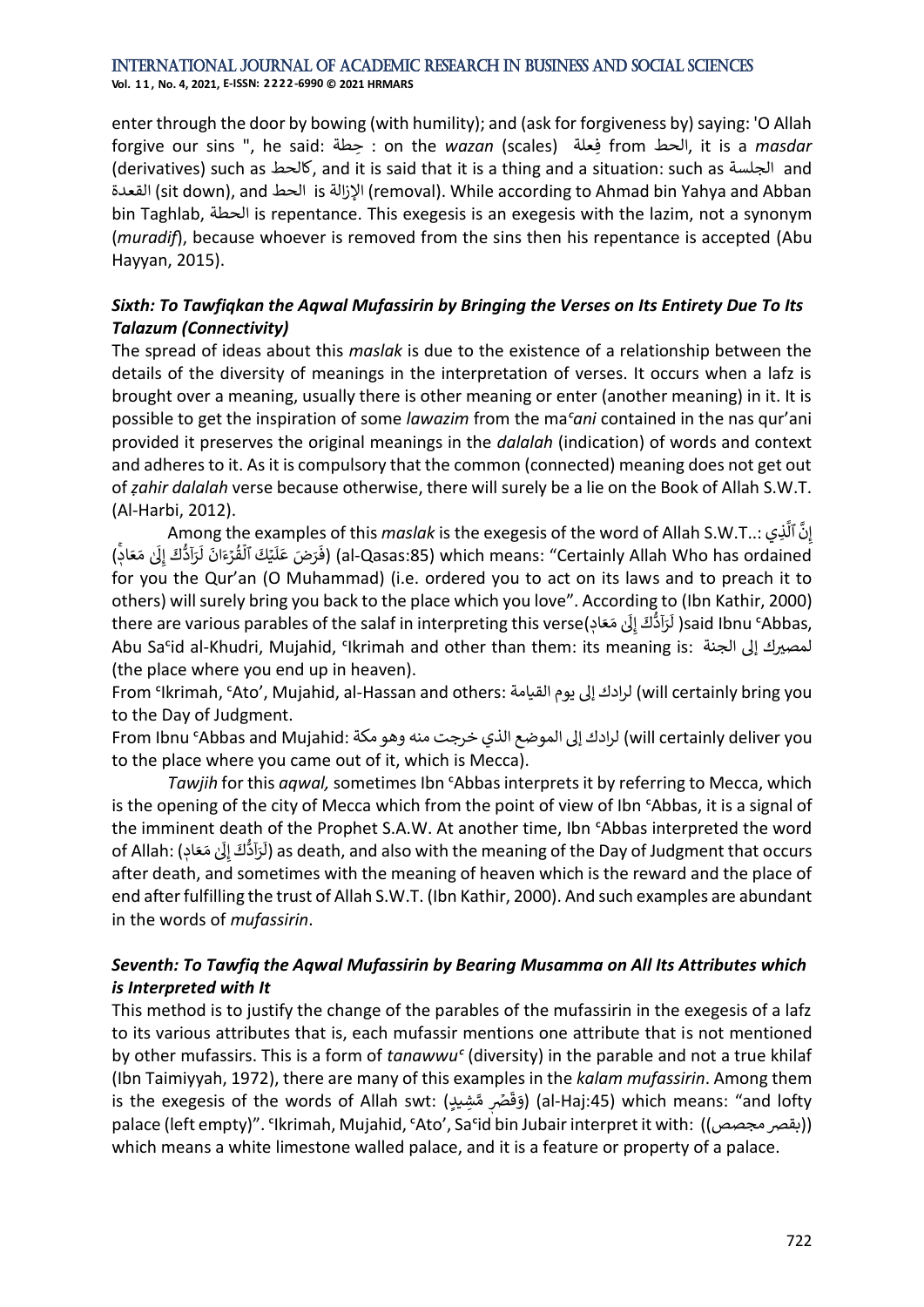enter through the door by bowing (with humility); and (ask for forgiveness by) saying: 'O Allah forgive our sins ", he said: حِطة : on the *wazan* (scales) فِعلة from الحط, it is a *masdar* (derivatives) such as كالحط, and it is said that it is a thing and a situation: such as الجلسة and القعدة (sit down), and الحط is الإزالة (removal). While according to Ahmad bin Yahya and Abban bin Taghlab, الحطة is repentance. This exegesis is an exegesis with the lazim, not a synonym (*muradif*), because whoever is removed from the sins then his repentance is accepted (Abu Hayyan, 2015).

### *Sixth: To Tawfiqkan the Aqwal Mufassirin by Bringing the Verses on Its Entirety Due To Its Talazum (Connectivity)*

The spread of ideas about this *maslak* is due to the existence of a relationship between the details of the diversity of meanings in the interpretation of verses. It occurs when a lafz is brought over a meaning, usually there is other meaning or enter (another meaning) in it. It is possible to get the inspiration of some *lawazim* from the maʿ*ani* contained in the nas qur'ani provided it preserves the original meanings in the *dalalah* (indication) of words and context and adheres to it. As it is compulsory that the common (connected) meaning does not get out of *ẓahir dalalah* verse because otherwise, there will surely be a lie on the Book of Allah S.W.T. (Al-Harbi, 2012).

Among the examples of this *maslak* is the exegesis of the word of Allah S.W.T..: إِنَّ ٱلَّذِي فَرَضَ عَلَيۡكَ ٱلۡقُرۡءَانَ لَرَآدُّكَ إِلَىٰ مَعَادٖ) (al-Qasas:85) which means: "Certainly Allah Who has ordained for you the Qur'an (O Muhammad) (i.e. ordered you to act on its laws and to preach it to others) will surely bring you back to the place which you love". According to (Ibn Kathir, 2000) there are various parables of the salaf in interpreting this verse(لَرَآدُّكَ إِلَىٰ مَعَادٖ) said Ibnu ʿAbbas, Abu Saʿid al-Khudri, Mujahid, ʿIkrimah and other than them: its meaning is: لمصيرك إلى الجنة (the place where you end up in heaven).

From ʿIkrimah, ʿAto', Mujahid, al-Hassan and others: لرادك إلى يوم القيامة (will certainly bring you to the Day of Judgment.

From Ibnu ʿAbbas and Mujahid: لرادك إلى الموضع الذي خرجت منه وهو مكة (will certainly deliver you to the place where you came out of it, which is Mecca).

*Tawjih* for this *aqwal,* sometimes Ibn ʿAbbas interprets it by referring to Mecca, which is the opening of the city of Mecca which from the point of view of Ibn ʿAbbas, it is a signal of the imminent death of the Prophet S.A.W. At another time, Ibn ʿAbbas interpreted the word of Allah: (لَرَآدُّكَ إِلَىٰ مَعَادٖ) as death, and also with the meaning of the Day of Judgment that occurs after death, and sometimes with the meaning of heaven which is the reward and the place of end after fulfilling the trust of Allah S.W.T. (Ibn Kathir, 2000). And such examples are abundant in the words of *mufassirin*.

### *Seventh: To Tawfiq the Aqwal Mufassirin by Bearing Musamma on All Its Attributes which is Interpreted with It*

This method is to justify the change of the parables of the mufassirin in the exegesis of a lafz to its various attributes that is, each mufassir mentions one attribute that is not mentioned by other mufassirs. This is a form of *tanawwu*ʿ (diversity) in the parable and not a true khilaf (Ibn Taimiyyah, 1972), there are many of this examples in the *kalam mufassirin*. Among them is the exegesis of the words of Allah swt: (وَقَصۡرٖ مَّشِيدٍ) (al-Haj:45) which means: "and lofty palace (left empty)". ʿIkrimah, Mujahid, ʿAto', Saʿid bin Jubair interpret it with: ((بقصر مجصص)) which means a white limestone walled palace, and it is a feature or property of a palace.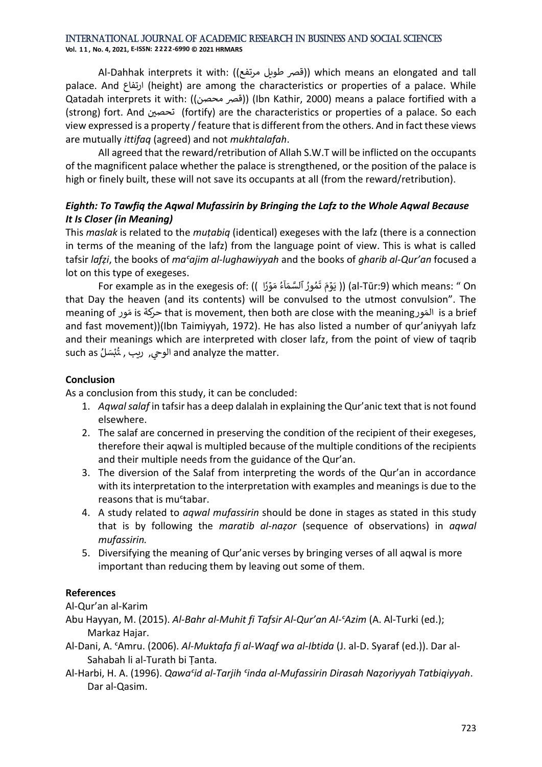Al-Dahhak interprets it with: ((قصر طويل مرتفع)) which means an elongated and tall palace. And ارتفاع (height) are among the characteristics or properties of a palace. While Qatadah interprets it with: ((قصر محصن)) (Ibn Kathir, 2000) means a palace fortified with a (strong) fort. And تحصين (fortify) are the characteristics or properties of a palace. So each view expressed is a property / feature that is different from the others. And in fact these views are mutually *ittifaq* (agreed) and not *mukhtalafah*.

All agreed that the reward/retribution of Allah S.W.T will be inflicted on the occupants of the magnificent palace whether the palace is strengthened, or the position of the palace is high or finely built, these will not save its occupants at all (from the reward/retribution).

### *Eighth: To Tawfiq the Aqwal Mufassirin by Bringing the Lafz to the Whole Aqwal Because It Is Closer (in Meaning)*

This *maslak* is related to the *muṭabiq* (identical) exegeses with the lafz (there is a connection in terms of the meaning of the lafz) from the language point of view. This is what is called tafsir *lafẓi*, the books of *maᶜajim al-lughawiyyah* and the books of *gharib al-Qur'an* focused a lot on this type of exegeses.

For example as in the exegesis of: (( يَوْمَ تَمُورُ ٱلسَّمَآءُ مَوْرًا )) (al-Tūr:9) which means: " On that Day the heaven (and its contents) will be convulsed to the utmost convulsion". The meaning of مَور is حركة that is movement, then both are close with the meaning المَور is a brief and fast movement))(Ibn Taimiyyah, 1972). He has also listed a number of qur'aniyyah lafz and their meanings which are interpreted with closer lafz, from the point of view of taqrib such as تُبْسَلُ , ريب ,الوحي and analyze the matter.

**Conclusion**

As a conclusion from this study, it can be concluded:

1. *Aqwal salaf* in tafsir has a deep dalalah in explaining the Qur'anic text that is not found elsewhere.
2. The salaf are concerned in preserving the condition of the recipient of their exegeses, therefore their aqwal is multipled because of the multiple conditions of the recipients and their multiple needs from the guidance of the Qur'an.
3. The diversion of the Salaf from interpreting the words of the Qur'an in accordance with its interpretation to the interpretation with examples and meanings is due to the reasons that is muᶜtabar.
4. A study related to *aqwal mufassirin* should be done in stages as stated in this study that is by following the *maratib al-naẓor* (sequence of observations) in *aqwal mufassirin.*
5. Diversifying the meaning of Qur'anic verses by bringing verses of all aqwal is more important than reducing them by leaving out some of them.

**References**

Al-Qur'an al-Karim

Abu Hayyan, M. (2015). *Al-Bahr al-Muhit fi Tafsir Al-Qur'an Al-ᶜAzim* (A. Al-Turki (ed.); Markaz Hajar.

Al-Dani, A. ᶜAmru. (2006). *Al-Muktafa fi al-Waqf wa al-Ibtida* (J. al-D. Syaraf (ed.)). Dar al-Sahabah li al-Turath bi Ṭanta.

Al-Harbi, H. A. (1996). *Qawaᶜid al-Tarjih ᶜinda al-Mufassirin Dirasah Naẓoriyyah Tatbiqiyyah*. Dar al-Qasim.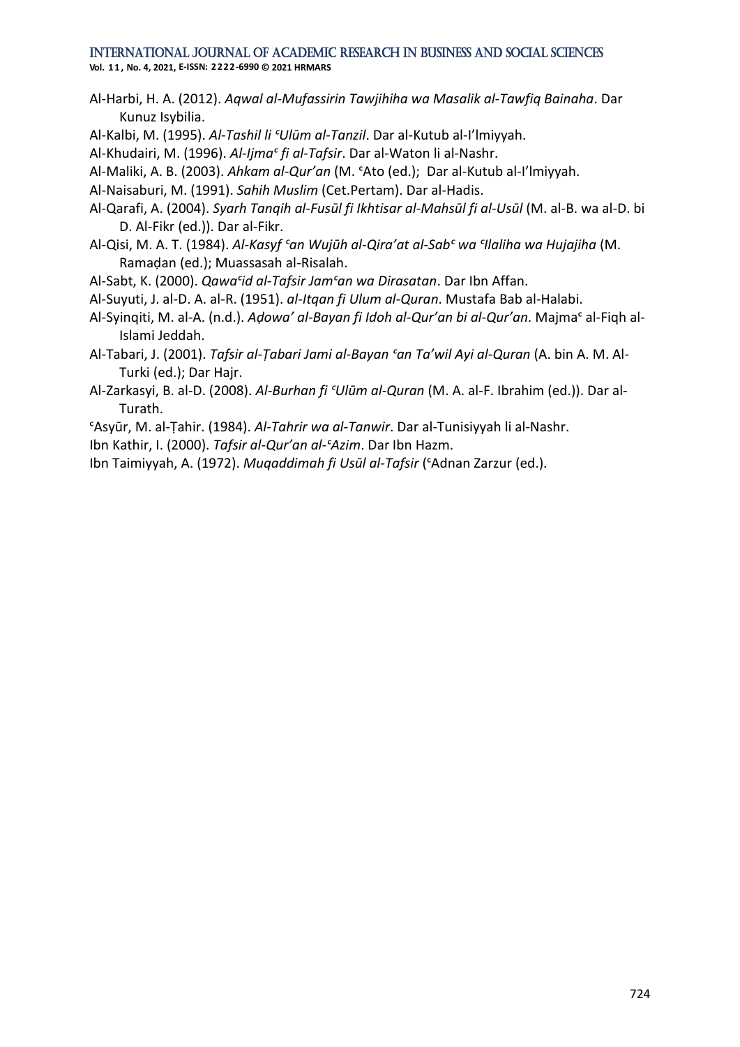Al-Harbi, H. A. (2012). *Aqwal al-Mufassirin Tawjihiha wa Masalik al-Tawfiq Bainaha*. Dar Kunuz Isybilia.

Al-Kalbi, M. (1995). *Al-Tashil li ᶜUlūm al-Tanzil*. Dar al-Kutub al-I'lmiyyah.

Al-Khudairi, M. (1996). *Al-Ijmaᶜ fi al-Tafsir*. Dar al-Waton li al-Nashr.

Al-Maliki, A. B. (2003). *Ahkam al-Qur'an* (M. ᶜAto (ed.); Dar al-Kutub al-I'lmiyyah.

Al-Naisaburi, M. (1991). *Sahih Muslim* (Cet.Pertam). Dar al-Hadis.

Al-Qarafi, A. (2004). *Syarh Tanqih al-Fusūl fi Ikhtisar al-Mahsūl fi al-Usūl* (M. al-B. wa al-D. bi D. Al-Fikr (ed.)). Dar al-Fikr.

Al-Qisi, M. A. T. (1984). *Al-Kasyf ᶜan Wujūh al-Qira'at al-Sabᶜ wa ᶜIlaliha wa Hujajiha* (M. Ramaḍan (ed.); Muassasah al-Risalah.

Al-Sabt, K. (2000). *Qawaᶜid al-Tafsir Jamᶜan wa Dirasatan*. Dar Ibn Affan.

Al-Suyuti, J. al-D. A. al-R. (1951). *al-Itqan fi Ulum al-Quran*. Mustafa Bab al-Halabi.

Al-Syinqiti, M. al-A. (n.d.). *Aḍowa' al-Bayan fi Idoh al-Qur'an bi al-Qur'an*. Majmaᶜ al-Fiqh al-Islami Jeddah.

Al-Tabari, J. (2001). *Tafsir al-Ṭabari Jami al-Bayan ᶜan Ta'wil Ayi al-Quran* (A. bin A. M. Al-Turki (ed.); Dar Hajr.

Al-Zarkasyi, B. al-D. (2008). *Al-Burhan fi ᶜUlūm al-Quran* (M. A. al-F. Ibrahim (ed.)). Dar al-Turath.

ᶜAsyūr, M. al-Ṭahir. (1984). *Al-Tahrir wa al-Tanwir*. Dar al-Tunisiyyah li al-Nashr.

Ibn Kathir, I. (2000). *Tafsir al-Qur'an al-ᶜAzim*. Dar Ibn Hazm.

Ibn Taimiyyah, A. (1972). *Muqaddimah fi Usūl al-Tafsir* (ᶜAdnan Zarzur (ed.).